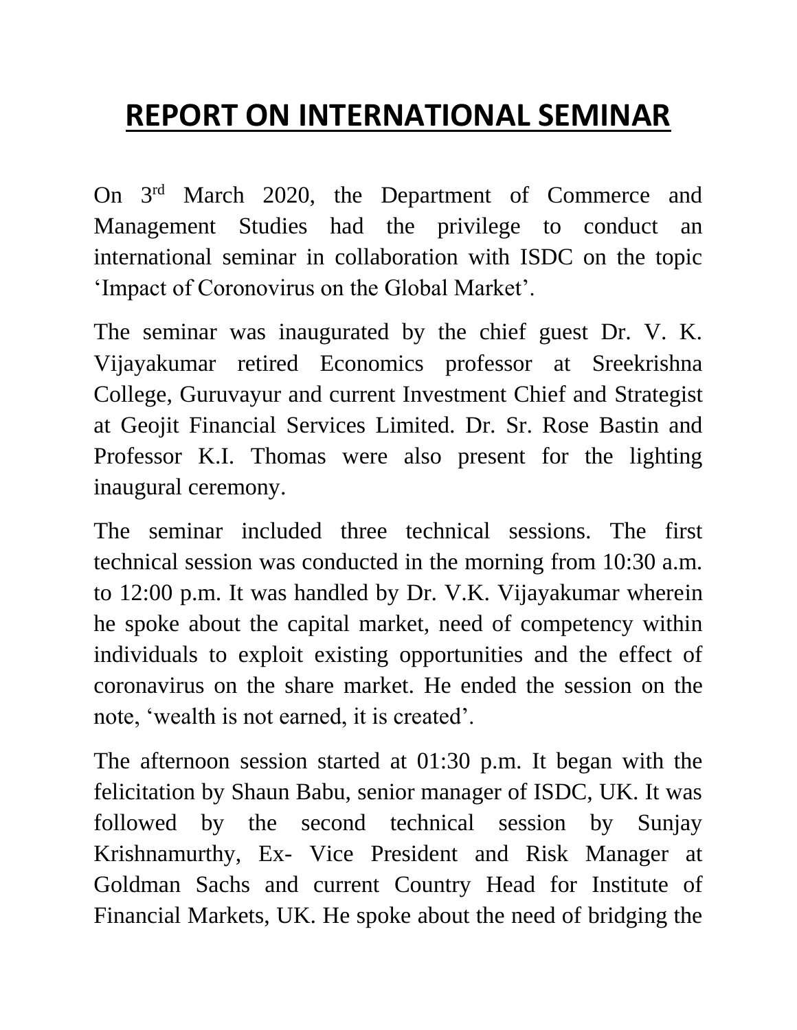# REPORT ON INTERNATIONAL SEMINAR

On 3rd March 2020, the Department of Commerce and Management Studies had the privilege to conduct an international seminar in collaboration with ISDC on the topic 'Impact of Coronovirus on the Global Market'.

The seminar was inaugurated by the chief guest Dr. V. K. Vijayakumar retired Economics professor at Sreekrishna College, Guruvayur and current Investment Chief and Strategist at Geojit Financial Services Limited. Dr. Sr. Rose Bastin and Professor K.I. Thomas were also present for the lighting inaugural ceremony.

The seminar included three technical sessions. The first technical session was conducted in the morning from 10:30 a.m. to 12:00 p.m. It was handled by Dr. V.K. Vijayakumar wherein he spoke about the capital market, need of competency within individuals to exploit existing opportunities and the effect of coronavirus on the share market. He ended the session on the note, 'wealth is not earned, it is created'.

The afternoon session started at 01:30 p.m. It began with the felicitation by Shaun Babu, senior manager of ISDC, UK. It was followed by the second technical session by Sunjay Krishnamurthy, Ex- Vice President and Risk Manager at Goldman Sachs and current Country Head for Institute of Financial Markets, UK. He spoke about the need of bridging the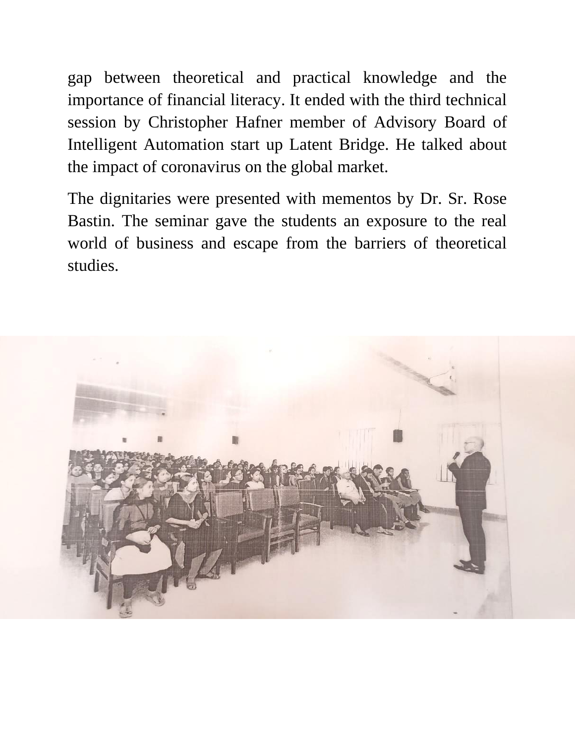gap between theoretical and practical knowledge and the importance of financial literacy. It ended with the third technical session by Christopher Hafner member of Advisory Board of Intelligent Automation start up Latent Bridge. He talked about the impact of coronavirus on the global market.

The dignitaries were presented with mementos by Dr. Sr. Rose Bastin. The seminar gave the students an exposure to the real world of business and escape from the barriers of theoretical studies.